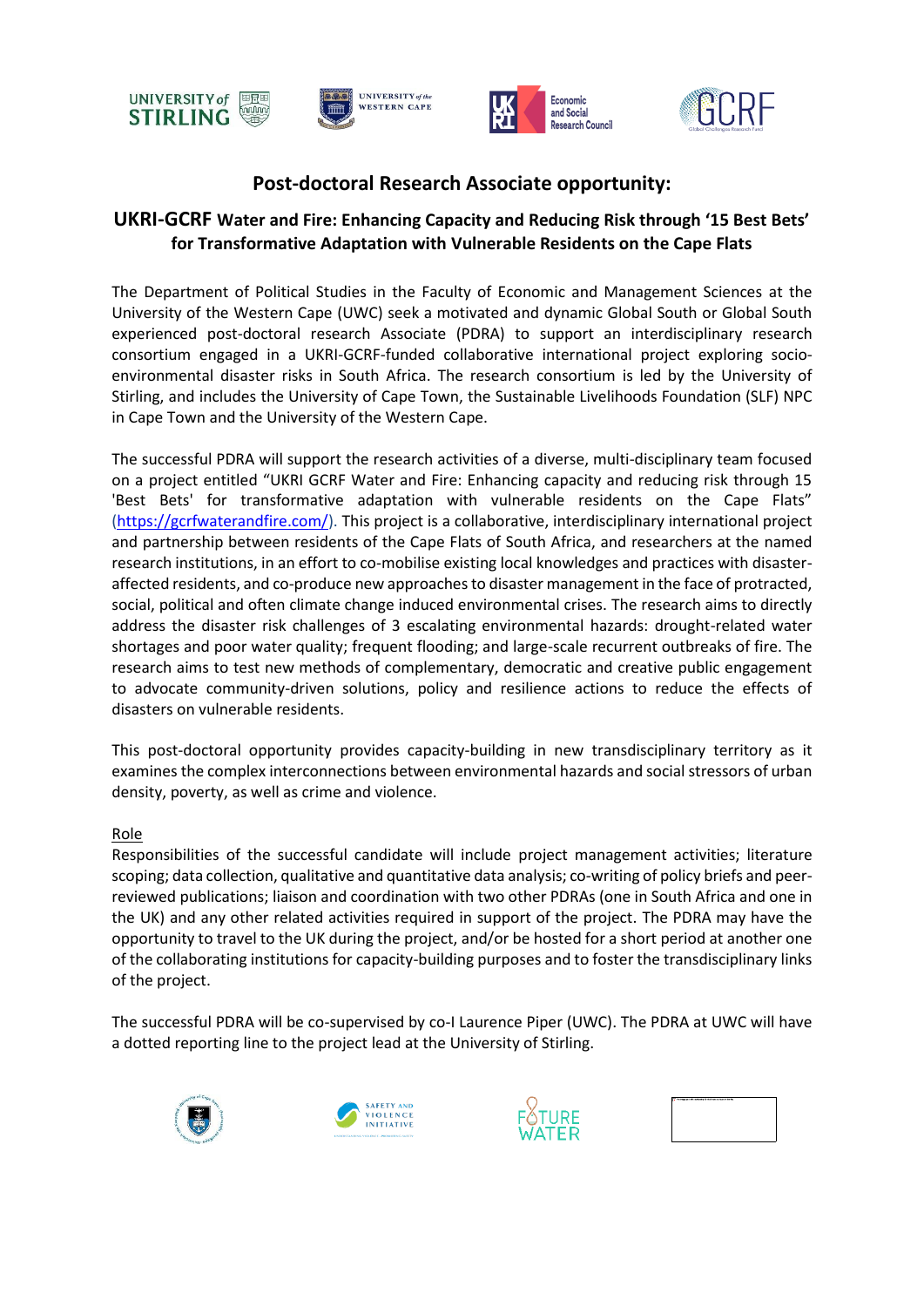## Post-doctoral Research Associate opportunity:

### UKRI-GCRF Water and Fire: Enhancing Capacity and Reducing Risk through '15 Best Bets' for Transformative Adaptation with Vulnerable Residents on the Cape Flats

The Department of Political Studies in the Faculty of Economic and Management Sciences at the University of the Western Cape (UWC) seek a motivated and dynamic Global South or Global South experienced post-doctoral research Associate (PDRA) to support an interdisciplinary research consortium engaged in a UKRI-GCRF-funded collaborative international project exploring socio-environmental disaster risks in South Africa. The research consortium is led by the University of Stirling, and includes the University of Cape Town, the Sustainable Livelihoods Foundation (SLF) NPC in Cape Town and the University of the Western Cape.

The successful PDRA will support the research activities of a diverse, multi-disciplinary team focused on a project entitled "UKRI GCRF Water and Fire: Enhancing capacity and reducing risk through 15 'Best Bets' for transformative adaptation with vulnerable residents on the Cape Flats" (https://gcrfwaterandfire.com/). This project is a collaborative, interdisciplinary international project and partnership between residents of the Cape Flats of South Africa, and researchers at the named research institutions, in an effort to co-mobilise existing local knowledges and practices with disaster-affected residents, and co-produce new approaches to disaster management in the face of protracted, social, political and often climate change induced environmental crises. The research aims to directly address the disaster risk challenges of 3 escalating environmental hazards: drought-related water shortages and poor water quality; frequent flooding; and large-scale recurrent outbreaks of fire. The research aims to test new methods of complementary, democratic and creative public engagement to advocate community-driven solutions, policy and resilience actions to reduce the effects of disasters on vulnerable residents.

This post-doctoral opportunity provides capacity-building in new transdisciplinary territory as it examines the complex interconnections between environmental hazards and social stressors of urban density, poverty, as well as crime and violence.

Role

Responsibilities of the successful candidate will include project management activities; literature scoping; data collection, qualitative and quantitative data analysis; co-writing of policy briefs and peer-reviewed publications; liaison and coordination with two other PDRAs (one in South Africa and one in the UK) and any other related activities required in support of the project. The PDRA may have the opportunity to travel to the UK during the project, and/or be hosted for a short period at another one of the collaborating institutions for capacity-building purposes and to foster the transdisciplinary links of the project.

The successful PDRA will be co-supervised by co-I Laurence Piper (UWC). The PDRA at UWC will have a dotted reporting line to the project lead at the University of Stirling.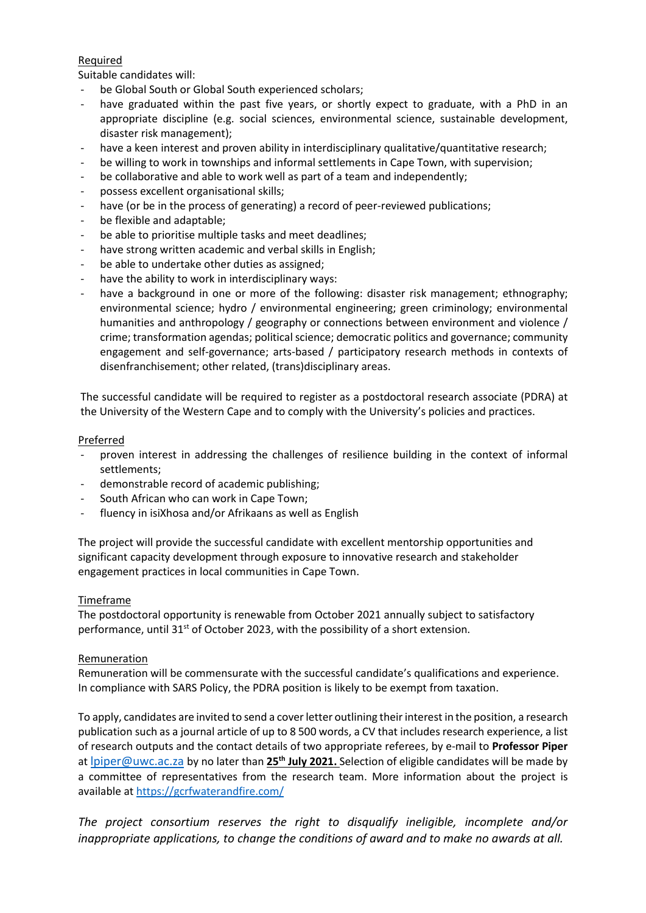Required

Suitable candidates will:

- be Global South or Global South experienced scholars;
- have graduated within the past five years, or shortly expect to graduate, with a PhD in an appropriate discipline (e.g. social sciences, environmental science, sustainable development, disaster risk management);
- have a keen interest and proven ability in interdisciplinary qualitative/quantitative research;
- be willing to work in townships and informal settlements in Cape Town, with supervision;
- be collaborative and able to work well as part of a team and independently;
- possess excellent organisational skills;
- have (or be in the process of generating) a record of peer-reviewed publications;
- be flexible and adaptable;
- be able to prioritise multiple tasks and meet deadlines;
- have strong written academic and verbal skills in English;
- be able to undertake other duties as assigned;
- have the ability to work in interdisciplinary ways:
- have a background in one or more of the following: disaster risk management; ethnography; environmental science; hydro / environmental engineering; green criminology; environmental humanities and anthropology / geography or connections between environment and violence / crime; transformation agendas; political science; democratic politics and governance; community engagement and self-governance; arts-based / participatory research methods in contexts of disenfranchisement; other related, (trans)disciplinary areas.

The successful candidate will be required to register as a postdoctoral research associate (PDRA) at the University of the Western Cape and to comply with the University's policies and practices.

Preferred

- proven interest in addressing the challenges of resilience building in the context of informal settlements;
- demonstrable record of academic publishing;
- South African who can work in Cape Town;
- fluency in isiXhosa and/or Afrikaans as well as English

The project will provide the successful candidate with excellent mentorship opportunities and significant capacity development through exposure to innovative research and stakeholder engagement practices in local communities in Cape Town.

Timeframe

The postdoctoral opportunity is renewable from October 2021 annually subject to satisfactory performance, until 31st of October 2023, with the possibility of a short extension.

Remuneration

Remuneration will be commensurate with the successful candidate's qualifications and experience. In compliance with SARS Policy, the PDRA position is likely to be exempt from taxation.

To apply, candidates are invited to send a cover letter outlining their interest in the position, a research publication such as a journal article of up to 8 500 words, a CV that includes research experience, a list of research outputs and the contact details of two appropriate referees, by e-mail to **Professor Piper** at lpiper@uwc.ac.za by no later than **25th July 2021.** Selection of eligible candidates will be made by a committee of representatives from the research team. More information about the project is available at https://gcrfwaterandfire.com/

*The project consortium reserves the right to disqualify ineligible, incomplete and/or inappropriate applications, to change the conditions of award and to make no awards at all.*